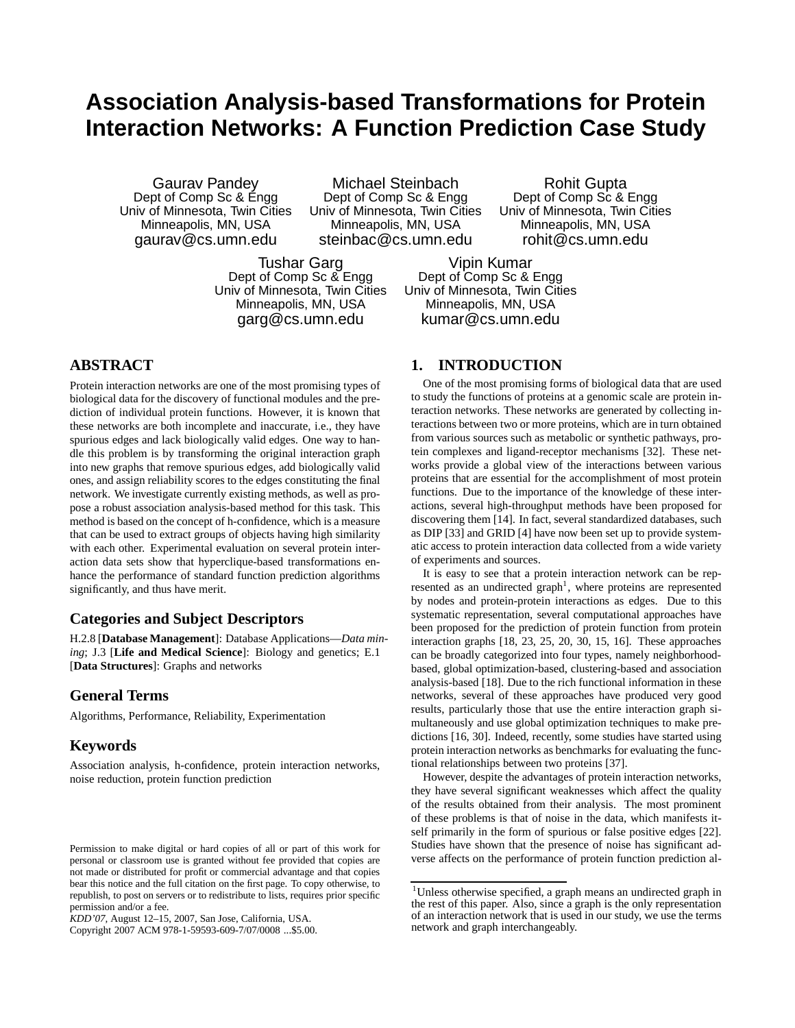# Association Analysis-based Transformations for Protein Interaction Networks: A Function Prediction Case Study

Gaurav Pandey
Dept of Comp Sc & Engg
Univ of Minnesota, Twin Cities
Minneapolis, MN, USA
gaurav@cs.umn.edu

Michael Steinbach
Dept of Comp Sc & Engg
Univ of Minnesota, Twin Cities
Minneapolis, MN, USA
steinbac@cs.umn.edu

Rohit Gupta
Dept of Comp Sc & Engg
Univ of Minnesota, Twin Cities
Minneapolis, MN, USA
rohit@cs.umn.edu

Tushar Garg
Dept of Comp Sc & Engg
Univ of Minnesota, Twin Cities
Minneapolis, MN, USA
garg@cs.umn.edu

Vipin Kumar
Dept of Comp Sc & Engg
Univ of Minnesota, Twin Cities
Minneapolis, MN, USA
kumar@cs.umn.edu

## ABSTRACT

Protein interaction networks are one of the most promising types of biological data for the discovery of functional modules and the prediction of individual protein functions. However, it is known that these networks are both incomplete and inaccurate, i.e., they have spurious edges and lack biologically valid edges. One way to handle this problem is by transforming the original interaction graph into new graphs that remove spurious edges, add biologically valid ones, and assign reliability scores to the edges constituting the final network. We investigate currently existing methods, as well as propose a robust association analysis-based method for this task. This method is based on the concept of h-confidence, which is a measure that can be used to extract groups of objects having high similarity with each other. Experimental evaluation on several protein interaction data sets show that hyperclique-based transformations enhance the performance of standard function prediction algorithms significantly, and thus have merit.

### Categories and Subject Descriptors

H.2.8 [**Database Management**]: Database Applications—*Data mining*; J.3 [**Life and Medical Science**]: Biology and genetics; E.1 [**Data Structures**]: Graphs and networks

### General Terms

Algorithms, Performance, Reliability, Experimentation

### Keywords

Association analysis, h-confidence, protein interaction networks, noise reduction, protein function prediction

Permission to make digital or hard copies of all or part of this work for personal or classroom use is granted without fee provided that copies are not made or distributed for profit or commercial advantage and that copies bear this notice and the full citation on the first page. To copy otherwise, to republish, to post on servers or to redistribute to lists, requires prior specific permission and/or a fee.
*KDD'07,* August 12–15, 2007, San Jose, California, USA.
Copyright 2007 ACM 978-1-59593-609-7/07/0008 ...$5.00.

## 1. INTRODUCTION

One of the most promising forms of biological data that are used to study the functions of proteins at a genomic scale are protein interaction networks. These networks are generated by collecting interactions between two or more proteins, which are in turn obtained from various sources such as metabolic or synthetic pathways, protein complexes and ligand-receptor mechanisms [32]. These networks provide a global view of the interactions between various proteins that are essential for the accomplishment of most protein functions. Due to the importance of the knowledge of these interactions, several high-throughput methods have been proposed for discovering them [14]. In fact, several standardized databases, such as DIP [33] and GRID [4] have now been set up to provide systematic access to protein interaction data collected from a wide variety of experiments and sources.

It is easy to see that a protein interaction network can be represented as an undirected graph[1], where proteins are represented by nodes and protein-protein interactions as edges. Due to this systematic representation, several computational approaches have been proposed for the prediction of protein function from protein interaction graphs [18, 23, 25, 20, 30, 15, 16]. These approaches can be broadly categorized into four types, namely neighborhood-based, global optimization-based, clustering-based and association analysis-based [18]. Due to the rich functional information in these networks, several of these approaches have produced very good results, particularly those that use the entire interaction graph simultaneously and use global optimization techniques to make predictions [16, 30]. Indeed, recently, some studies have started using protein interaction networks as benchmarks for evaluating the functional relationships between two proteins [37].

However, despite the advantages of protein interaction networks, they have several significant weaknesses which affect the quality of the results obtained from their analysis. The most prominent of these problems is that of noise in the data, which manifests itself primarily in the form of spurious or false positive edges [22]. Studies have shown that the presence of noise has significant adverse affects on the performance of protein function prediction al-

[1]Unless otherwise specified, a graph means an undirected graph in the rest of this paper. Also, since a graph is the only representation of an interaction network that is used in our study, we use the terms network and graph interchangeably.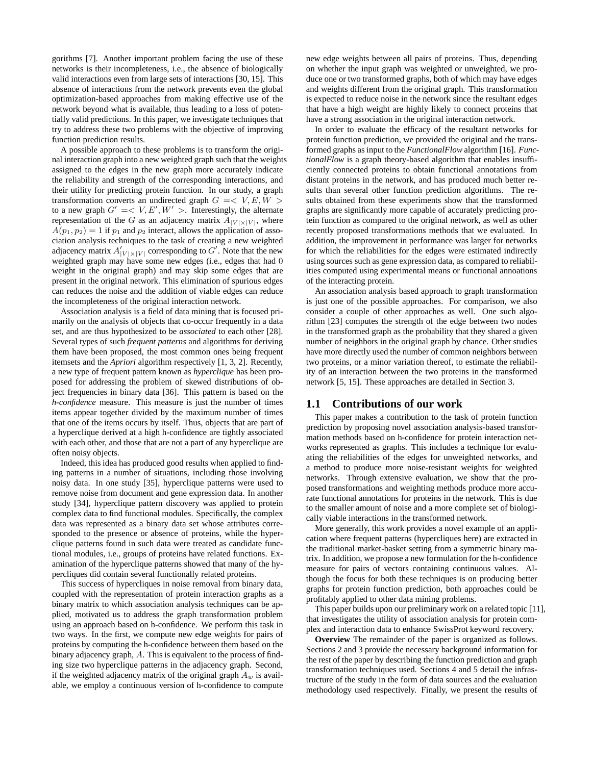gorithms [7]. Another important problem facing the use of these networks is their incompleteness, i.e., the absence of biologically valid interactions even from large sets of interactions [30, 15]. This absence of interactions from the network prevents even the global optimization-based approaches from making effective use of the network beyond what is available, thus leading to a loss of potentially valid predictions. In this paper, we investigate techniques that try to address these two problems with the objective of improving function prediction results.

A possible approach to these problems is to transform the original interaction graph into a new weighted graph such that the weights assigned to the edges in the new graph more accurately indicate the reliability and strength of the corresponding interactions, and their utility for predicting protein function. In our study, a graph transformation converts an undirected graph $G = < V, E, W >$ to a new graph $G' = < V, E', W' >$. Interestingly, the alternate representation of the $G$ as an adjacency matrix $A_{|V| \times |V|}$, where $A(p_1, p_2) = 1$ if $p_1$ and $p_2$ interact, allows the application of association analysis techniques to the task of creating a new weighted adjacency matrix $A'_{|V| \times |V|}$ corresponding to $G'$. Note that the new weighted graph may have some new edges (i.e., edges that had 0 weight in the original graph) and may skip some edges that are present in the original network. This elimination of spurious edges can reduces the noise and the addition of viable edges can reduce the incompleteness of the original interaction network.

Association analysis is a field of data mining that is focused primarily on the analysis of objects that co-occur frequently in a data set, and are thus hypothesized to be *associated* to each other [28]. Several types of such *frequent patterns* and algorithms for deriving them have been proposed, the most common ones being frequent itemsets and the *Apriori* algorithm respectively [1, 3, 2]. Recently, a new type of frequent pattern known as *hyperclique* has been proposed for addressing the problem of skewed distributions of object frequencies in binary data [36]. This pattern is based on the *h-confidence* measure. This measure is just the number of times items appear together divided by the maximum number of times that one of the items occurs by itself. Thus, objects that are part of a hyperclique derived at a high h-confidence are tightly associated with each other, and those that are not a part of any hyperclique are often noisy objects.

Indeed, this idea has produced good results when applied to finding patterns in a number of situations, including those involving noisy data. In one study [35], hyperclique patterns were used to remove noise from document and gene expression data. In another study [34], hyperclique pattern discovery was applied to protein complex data to find functional modules. Specifically, the complex data was represented as a binary data set whose attributes corresponded to the presence or absence of proteins, while the hyperclique patterns found in such data were treated as candidate functional modules, i.e., groups of proteins have related functions. Examination of the hyperclique patterns showed that many of the hypercliques did contain several functionally related proteins.

This success of hypercliques in noise removal from binary data, coupled with the representation of protein interaction graphs as a binary matrix to which association analysis techniques can be applied, motivated us to address the graph transformation problem using an approach based on h-confidence. We perform this task in two ways. In the first, we compute new edge weights for pairs of proteins by computing the h-confidence between them based on the binary adjacency graph, $A$. This is equivalent to the process of finding size two hyperclique patterns in the adjacency graph. Second, if the weighted adjacency matrix of the original graph $A_w$ is available, we employ a continuous version of h-confidence to compute new edge weights between all pairs of proteins. Thus, depending on whether the input graph was weighted or unweighted, we produce one or two transformed graphs, both of which may have edges and weights different from the original graph. This transformation is expected to reduce noise in the network since the resultant edges that have a high weight are highly likely to connect proteins that have a strong association in the original interaction network.

In order to evaluate the efficacy of the resultant networks for protein function prediction, we provided the original and the transformed graphs as input to the *FunctionalFlow* algorithm [16]. *FunctionalFlow* is a graph theory-based algorithm that enables insufficiently connected proteins to obtain functional annotations from distant proteins in the network, and has produced much better results than several other function prediction algorithms. The results obtained from these experiments show that the transformed graphs are significantly more capable of accurately predicting protein function as compared to the original network, as well as other recently proposed transformations methods that we evaluated. In addition, the improvement in performance was larger for networks for which the reliabilities for the edges were estimated indirectly using sources such as gene expression data, as compared to reliabilities computed using experimental means or functional annoations of the interacting protein.

An association analysis based approach to graph transformation is just one of the possible approaches. For comparison, we also consider a couple of other approaches as well. One such algorithm [23] computes the strength of the edge between two nodes in the transformed graph as the probability that they shared a given number of neighbors in the original graph by chance. Other studies have more directly used the number of common neighbors between two proteins, or a minor variation thereof, to estimate the reliability of an interaction between the two proteins in the transformed network [5, 15]. These approaches are detailed in Section 3.

## 1.1 Contributions of our work

This paper makes a contribution to the task of protein function prediction by proposing novel association analysis-based transformation methods based on h-confidence for protein interaction networks represented as graphs. This includes a technique for evaluating the reliabilities of the edges for unweighted networks, and a method to produce more noise-resistant weights for weighted networks. Through extensive evaluation, we show that the proposed transformations and weighting methods produce more accurate functional annotations for proteins in the network. This is due to the smaller amount of noise and a more complete set of biologically viable interactions in the transformed network.

More generally, this work provides a novel example of an application where frequent patterns (hypercliques here) are extracted in the traditional market-basket setting from a symmetric binary matrix. In addition, we propose a new formulation for the h-confidence measure for pairs of vectors containing continuous values. Although the focus for both these techniques is on producing better graphs for protein function prediction, both approaches could be profitably applied to other data mining problems.

This paper builds upon our preliminary work on a related topic [11], that investigates the utility of association analysis for protein complex and interaction data to enhance SwissProt keyword recovery.

**Overview** The remainder of the paper is organized as follows. Sections 2 and 3 provide the necessary background information for the rest of the paper by describing the function prediction and graph transformation techniques used. Sections 4 and 5 detail the infrastructure of the study in the form of data sources and the evaluation methodology used respectively. Finally, we present the results of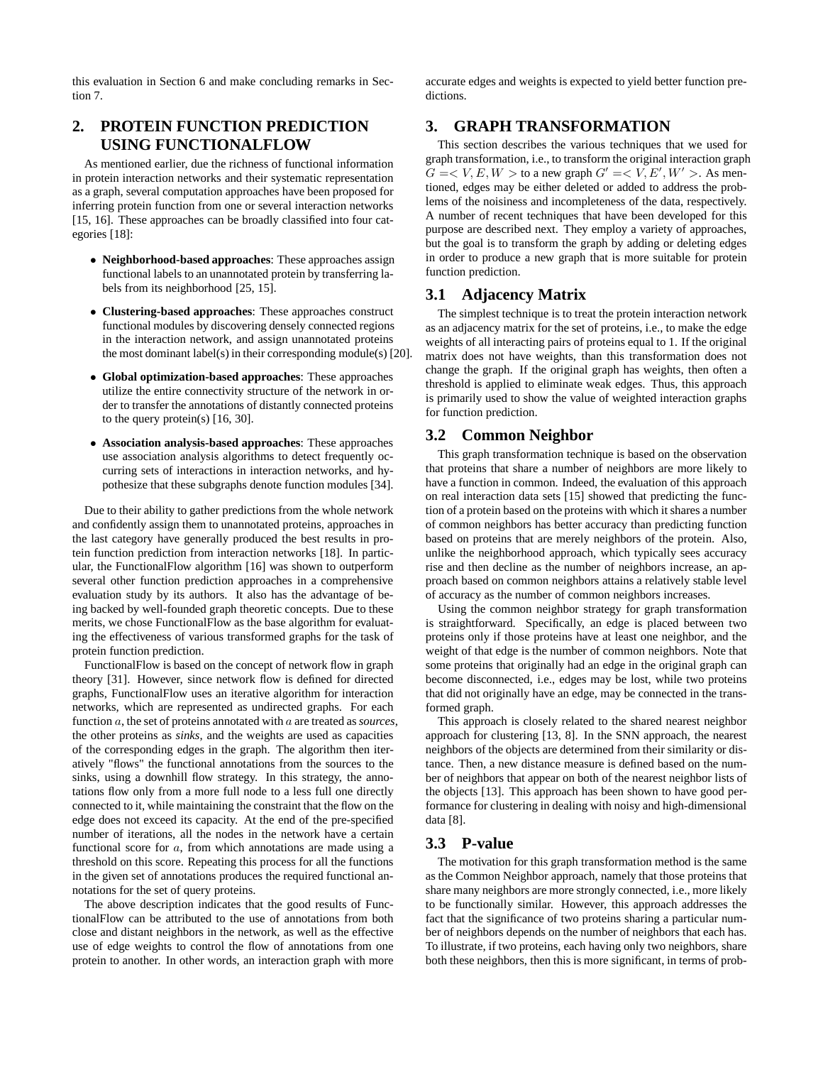this evaluation in Section 6 and make concluding remarks in Section 7.

## 2. PROTEIN FUNCTION PREDICTION USING FUNCTIONALFLOW

As mentioned earlier, due the richness of functional information in protein interaction networks and their systematic representation as a graph, several computation approaches have been proposed for inferring protein function from one or several interaction networks [15, 16]. These approaches can be broadly classified into four categories [18]:

- **Neighborhood-based approaches**: These approaches assign functional labels to an unannotated protein by transferring labels from its neighborhood [25, 15].
- **Clustering-based approaches**: These approaches construct functional modules by discovering densely connected regions in the interaction network, and assign unannotated proteins the most dominant label(s) in their corresponding module(s) [20].
- **Global optimization-based approaches**: These approaches utilize the entire connectivity structure of the network in order to transfer the annotations of distantly connected proteins to the query protein(s) [16, 30].
- **Association analysis-based approaches**: These approaches use association analysis algorithms to detect frequently occurring sets of interactions in interaction networks, and hypothesize that these subgraphs denote function modules [34].

Due to their ability to gather predictions from the whole network and confidently assign them to unannotated proteins, approaches in the last category have generally produced the best results in protein function prediction from interaction networks [18]. In particular, the FunctionalFlow algorithm [16] was shown to outperform several other function prediction approaches in a comprehensive evaluation study by its authors. It also has the advantage of being backed by well-founded graph theoretic concepts. Due to these merits, we chose FunctionalFlow as the base algorithm for evaluating the effectiveness of various transformed graphs for the task of protein function prediction.

FunctionalFlow is based on the concept of network flow in graph theory [31]. However, since network flow is defined for directed graphs, FunctionalFlow uses an iterative algorithm for interaction networks, which are represented as undirected graphs. For each function $a$, the set of proteins annotated with $a$ are treated as *sources*, the other proteins as *sinks*, and the weights are used as capacities of the corresponding edges in the graph. The algorithm then iteratively "flows" the functional annotations from the sources to the sinks, using a downhill flow strategy. In this strategy, the annotations flow only from a more full node to a less full one directly connected to it, while maintaining the constraint that the flow on the edge does not exceed its capacity. At the end of the pre-specified number of iterations, all the nodes in the network have a certain functional score for $a$, from which annotations are made using a threshold on this score. Repeating this process for all the functions in the given set of annotations produces the required functional annotations for the set of query proteins.

The above description indicates that the good results of FunctionalFlow can be attributed to the use of annotations from both close and distant neighbors in the network, as well as the effective use of edge weights to control the flow of annotations from one protein to another. In other words, an interaction graph with more accurate edges and weights is expected to yield better function predictions.

## 3. GRAPH TRANSFORMATION

This section describes the various techniques that we used for graph transformation, i.e., to transform the original interaction graph $G =< V, E, W >$ to a new graph $G' =< V, E', W' >$. As mentioned, edges may be either deleted or added to address the problems of the noisiness and incompleteness of the data, respectively. A number of recent techniques that have been developed for this purpose are described next. They employ a variety of approaches, but the goal is to transform the graph by adding or deleting edges in order to produce a new graph that is more suitable for protein function prediction.

### 3.1 Adjacency Matrix

The simplest technique is to treat the protein interaction network as an adjacency matrix for the set of proteins, i.e., to make the edge weights of all interacting pairs of proteins equal to 1. If the original matrix does not have weights, than this transformation does not change the graph. If the original graph has weights, then often a threshold is applied to eliminate weak edges. Thus, this approach is primarily used to show the value of weighted interaction graphs for function prediction.

### 3.2 Common Neighbor

This graph transformation technique is based on the observation that proteins that share a number of neighbors are more likely to have a function in common. Indeed, the evaluation of this approach on real interaction data sets [15] showed that predicting the function of a protein based on the proteins with which it shares a number of common neighbors has better accuracy than predicting function based on proteins that are merely neighbors of the protein. Also, unlike the neighborhood approach, which typically sees accuracy rise and then decline as the number of neighbors increase, an approach based on common neighbors attains a relatively stable level of accuracy as the number of common neighbors increases.

Using the common neighbor strategy for graph transformation is straightforward. Specifically, an edge is placed between two proteins only if those proteins have at least one neighbor, and the weight of that edge is the number of common neighbors. Note that some proteins that originally had an edge in the original graph can become disconnected, i.e., edges may be lost, while two proteins that did not originally have an edge, may be connected in the transformed graph.

This approach is closely related to the shared nearest neighbor approach for clustering [13, 8]. In the SNN approach, the nearest neighbors of the objects are determined from their similarity or distance. Then, a new distance measure is defined based on the number of neighbors that appear on both of the nearest neighbor lists of the objects [13]. This approach has been shown to have good performance for clustering in dealing with noisy and high-dimensional data [8].

### 3.3 P-value

The motivation for this graph transformation method is the same as the Common Neighbor approach, namely that those proteins that share many neighbors are more strongly connected, i.e., more likely to be functionally similar. However, this approach addresses the fact that the significance of two proteins sharing a particular number of neighbors depends on the number of neighbors that each has. To illustrate, if two proteins, each having only two neighbors, share both these neighbors, then this is more significant, in terms of prob-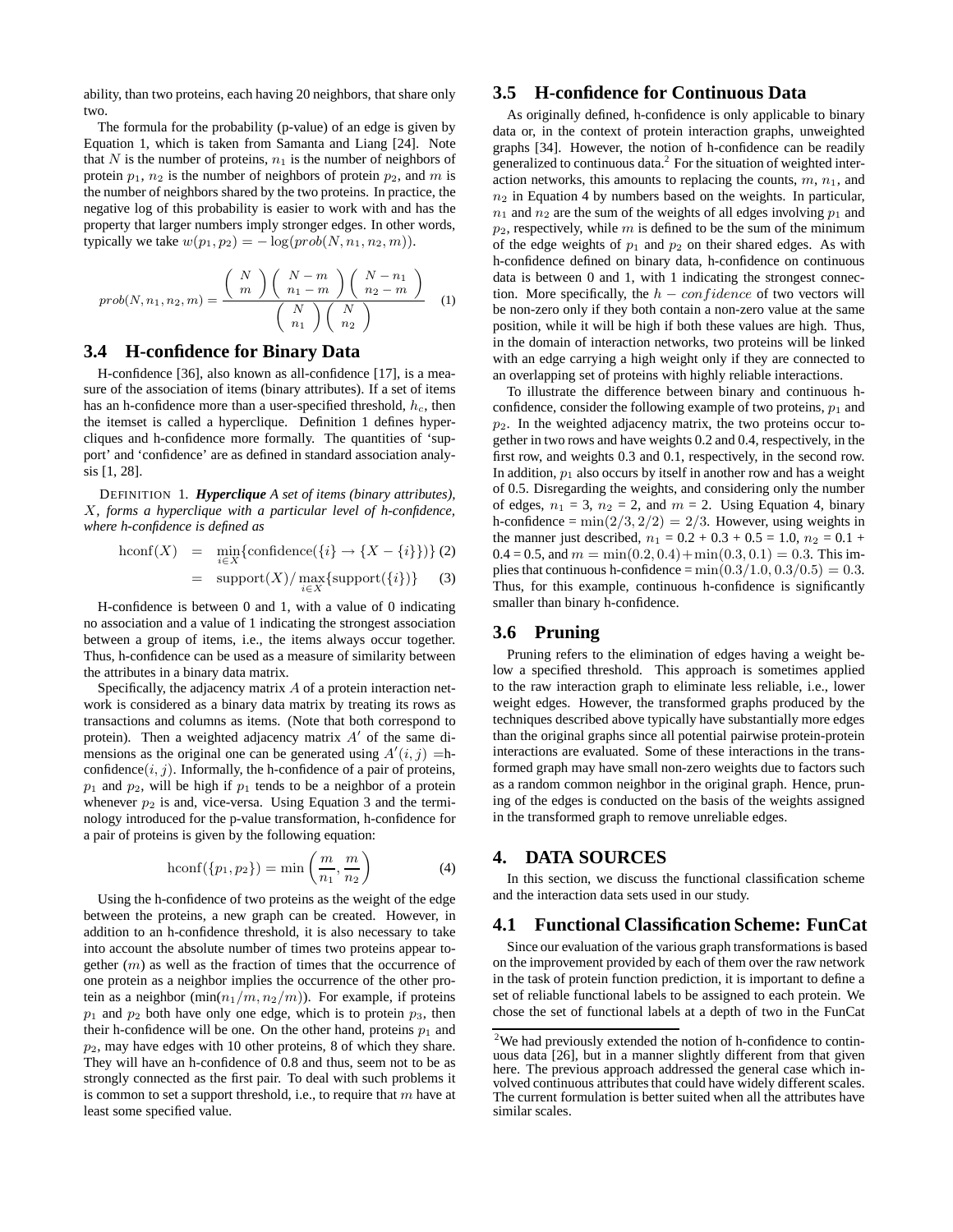ability, than two proteins, each having 20 neighbors, that share only two.

The formula for the probability (p-value) of an edge is given by Equation 1, which is taken from Samanta and Liang [24]. Note that $N$ is the number of proteins, $n_1$ is the number of neighbors of protein $p_1$, $n_2$ is the number of neighbors of protein $p_2$, and $m$ is the number of neighbors shared by the two proteins. In practice, the negative log of this probability is easier to work with and has the property that larger numbers imply stronger edges. In other words, typically we take $w(p_1, p_2) = -\log(prob(N, n_1, n_2, m))$.

$$prob(N, n_1, n_2, m) = \frac{\binom{N}{m}\binom{N-m}{n_1-m}\binom{N-n_1}{n_2-m}}{\binom{N}{n_1}\binom{N}{n_2}} \quad (1)$$

## 3.4 H-confidence for Binary Data

H-confidence [36], also known as all-confidence [17], is a measure of the association of items (binary attributes). If a set of items has an h-confidence more than a user-specified threshold, $h_c$, then the itemset is called a hyperclique. Definition 1 defines hypercliques and h-confidence more formally. The quantities of 'support' and 'confidence' are as defined in standard association analysis [1, 28].

DEFINITION 1. ***Hyperclique*** *A set of items (binary attributes), $X$, forms a hyperclique with a particular level of h-confidence, where h-confidence is defined as*

$$\begin{aligned} \text{hconf}(X) &= \min_{i \in X}\{\text{confidence}(\{i\} \rightarrow \{X - \{i\}\})\} \quad (2) \\ &= \text{support}(X) / \max_{i \in X}\{\text{support}(\{i\})\} \quad (3) \end{aligned}$$

H-confidence is between 0 and 1, with a value of 0 indicating no association and a value of 1 indicating the strongest association between a group of items, i.e., the items always occur together. Thus, h-confidence can be used as a measure of similarity between the attributes in a binary data matrix.

Specifically, the adjacency matrix $A$ of a protein interaction network is considered as a binary data matrix by treating its rows as transactions and columns as items. (Note that both correspond to protein). Then a weighted adjacency matrix $A'$ of the same dimensions as the original one can be generated using $A'(i, j) =$h-confidence$(i, j)$. Informally, the h-confidence of a pair of proteins, $p_1$ and $p_2$, will be high if $p_1$ tends to be a neighbor of a protein whenever $p_2$ is and, vice-versa. Using Equation 3 and the terminology introduced for the p-value transformation, h-confidence for a pair of proteins is given by the following equation:

$$\text{hconf}(\{p_1, p_2\}) = \min\left(\frac{m}{n_1}, \frac{m}{n_2}\right) \quad (4)$$

Using the h-confidence of two proteins as the weight of the edge between the proteins, a new graph can be created. However, in addition to an h-confidence threshold, it is also necessary to take into account the absolute number of times two proteins appear together ($m$) as well as the fraction of times that the occurrence of one protein as a neighbor implies the occurrence of the other protein as a neighbor ($\min(n_1/m, n_2/m)$). For example, if proteins $p_1$ and $p_2$ both have only one edge, which is to protein $p_3$, then their h-confidence will be one. On the other hand, proteins $p_1$ and $p_2$, may have edges with 10 other proteins, 8 of which they share. They will have an h-confidence of 0.8 and thus, seem not to be as strongly connected as the first pair. To deal with such problems it is common to set a support threshold, i.e., to require that $m$ have at least some specified value.

## 3.5 H-confidence for Continuous Data

As originally defined, h-confidence is only applicable to binary data or, in the context of protein interaction graphs, unweighted graphs [34]. However, the notion of h-confidence can be readily generalized to continuous data.[2] For the situation of weighted interaction networks, this amounts to replacing the counts, $m$, $n_1$, and $n_2$ in Equation 4 by numbers based on the weights. In particular, $n_1$ and $n_2$ are the sum of the weights of all edges involving $p_1$ and $p_2$, respectively, while $m$ is defined to be the sum of the minimum of the edge weights of $p_1$ and $p_2$ on their shared edges. As with h-confidence defined on binary data, h-confidence on continuous data is between 0 and 1, with 1 indicating the strongest connection. More specifically, the $h-confidence$ of two vectors will be non-zero only if they both contain a non-zero value at the same position, while it will be high if both these values are high. Thus, in the domain of interaction networks, two proteins will be linked with an edge carrying a high weight only if they are connected to an overlapping set of proteins with highly reliable interactions.

To illustrate the difference between binary and continuous h-confidence, consider the following example of two proteins, $p_1$ and $p_2$. In the weighted adjacency matrix, the two proteins occur together in two rows and have weights 0.2 and 0.4, respectively, in the first row, and weights 0.3 and 0.1, respectively, in the second row. In addition, $p_1$ also occurs by itself in another row and has a weight of 0.5. Disregarding the weights, and considering only the number of edges, $n_1$ = 3, $n_2$ = 2, and $m$ = 2. Using Equation 4, binary h-confidence = $\min(2/3, 2/2) = 2/3$. However, using weights in the manner just described, $n_1$ = 0.2 + 0.3 + 0.5 = 1.0, $n_2$ = 0.1 + 0.4 = 0.5, and $m = \min(0.2, 0.4) + \min(0.3, 0.1) = 0.3$. This implies that continuous h-confidence = $\min(0.3/1.0, 0.3/0.5) = 0.3$. Thus, for this example, continuous h-confidence is significantly smaller than binary h-confidence.

## 3.6 Pruning

Pruning refers to the elimination of edges having a weight below a specified threshold. This approach is sometimes applied to the raw interaction graph to eliminate less reliable, i.e., lower weight edges. However, the transformed graphs produced by the techniques described above typically have substantially more edges than the original graphs since all potential pairwise protein-protein interactions are evaluated. Some of these interactions in the transformed graph may have small non-zero weights due to factors such as a random common neighbor in the original graph. Hence, pruning of the edges is conducted on the basis of the weights assigned in the transformed graph to remove unreliable edges.

# 4. DATA SOURCES

In this section, we discuss the functional classification scheme and the interaction data sets used in our study.

## 4.1 Functional Classification Scheme: FunCat

Since our evaluation of the various graph transformations is based on the improvement provided by each of them over the raw network in the task of protein function prediction, it is important to define a set of reliable functional labels to be assigned to each protein. We chose the set of functional labels at a depth of two in the FunCat

[2] We had previously extended the notion of h-confidence to continuous data [26], but in a manner slightly different from that given here. The previous approach addressed the general case which involved continuous attributes that could have widely different scales. The current formulation is better suited when all the attributes have similar scales.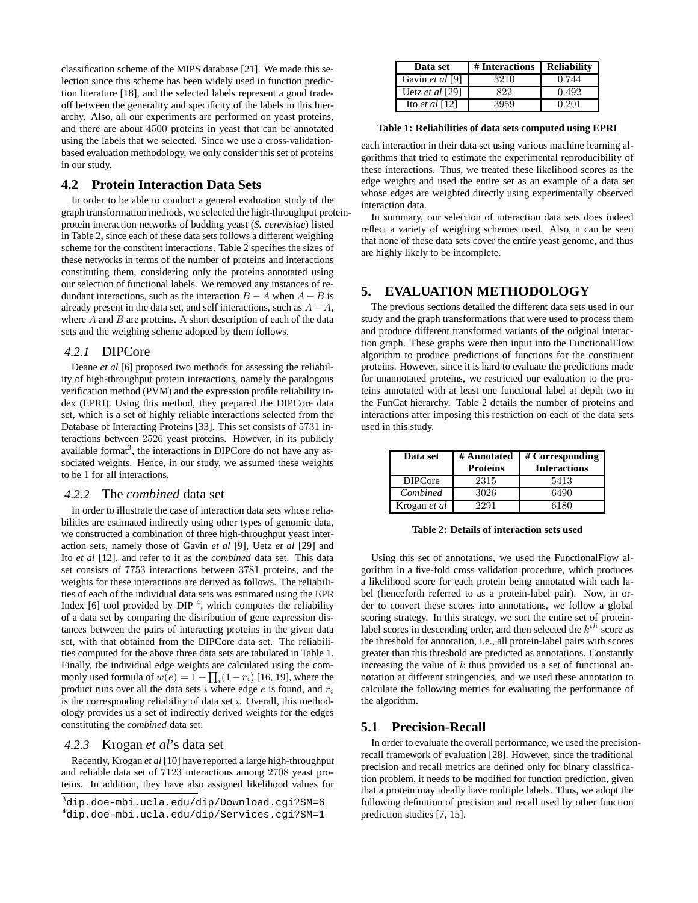classification scheme of the MIPS database [21]. We made this selection since this scheme has been widely used in function prediction literature [18], and the selected labels represent a good tradeoff between the generality and specificity of the labels in this hierarchy. Also, all our experiments are performed on yeast proteins, and there are about 4500 proteins in yeast that can be annotated using the labels that we selected. Since we use a cross-validation-based evaluation methodology, we only consider this set of proteins in our study.

## 4.2 Protein Interaction Data Sets

In order to be able to conduct a general evaluation study of the graph transformation methods, we selected the high-throughput protein-protein interaction networks of budding yeast (*S. cerevisiae*) listed in Table 2, since each of these data sets follows a different weighing scheme for the constitent interactions. Table 2 specifies the sizes of these networks in terms of the number of proteins and interactions constituting them, considering only the proteins annotated using our selection of functional labels. We removed any instances of redundant interactions, such as the interaction $B - A$ when $A - B$ is already present in the data set, and self interactions, such as $A - A$, where $A$ and $B$ are proteins. A short description of each of the data sets and the weighing scheme adopted by them follows.

### 4.2.1 DIPCore

Deane *et al* [6] proposed two methods for assessing the reliability of high-throughput protein interactions, namely the paralogous verification method (PVM) and the expression profile reliability index (EPRI). Using this method, they prepared the DIPCore data set, which is a set of highly reliable interactions selected from the Database of Interacting Proteins [33]. This set consists of 5731 interactions between 2526 yeast proteins. However, in its publicly available format[3], the interactions in DIPCore do not have any associated weights. Hence, in our study, we assumed these weights to be 1 for all interactions.

### 4.2.2 The *combined* data set

In order to illustrate the case of interaction data sets whose reliabilities are estimated indirectly using other types of genomic data, we constructed a combination of three high-throughput yeast interaction sets, namely those of Gavin *et al* [9], Uetz *et al* [29] and Ito *et al* [12], and refer to it as the *combined* data set. This data set consists of 7753 interactions between 3781 proteins, and the weights for these interactions are derived as follows. The reliabilities of each of the individual data sets was estimated using the EPR Index [6] tool provided by DIP [4], which computes the reliability of a data set by comparing the distribution of gene expression distances between the pairs of interacting proteins in the given data set, with that obtained from the DIPCore data set. The reliabilities computed for the above three data sets are tabulated in Table 1. Finally, the individual edge weights are calculated using the commonly used formula of $w(e) = 1 - \prod_i (1 - r_i)$ [16, 19], where the product runs over all the data sets $i$ where edge $e$ is found, and $r_i$ is the corresponding reliability of data set $i$. Overall, this methodology provides us a set of indirectly derived weights for the edges constituting the *combined* data set.

### 4.2.3 Krogan *et al*'s data set

Recently, Krogan *et al* [10] have reported a large high-throughput and reliable data set of 7123 interactions among 2708 yeast proteins. In addition, they have also assigned likelihood values for each interaction in their data set using various machine learning algorithms that tried to estimate the experimental reproducibility of these interactions. Thus, we treated these likelihood scores as the edge weights and used the entire set as an example of a data set whose edges are weighted directly using experimentally observed interaction data.

In summary, our selection of interaction data sets does indeed reflect a variety of weighing schemes used. Also, it can be seen that none of these data sets cover the entire yeast genome, and thus are highly likely to be incomplete.

| Data set | # Interactions | Reliability |
|---|---|---|
| Gavin *et al* [9] | 3210 | 0.744 |
| Uetz *et al* [29] | 822 | 0.492 |
| Ito *et al* [12] | 3959 | 0.201 |

**Table 1: Reliabilities of data sets computed using EPRI**

## 5. EVALUATION METHODOLOGY

The previous sections detailed the different data sets used in our study and the graph transformations that were used to process them and produce different transformed variants of the original interaction graph. These graphs were then input into the FunctionalFlow algorithm to produce predictions of functions for the constituent proteins. However, since it is hard to evaluate the predictions made for unannotated proteins, we restricted our evaluation to the proteins annotated with at least one functional label at depth two in the FunCat hierarchy. Table 2 details the number of proteins and interactions after imposing this restriction on each of the data sets used in this study.

| Data set | # Annotated Proteins | # Corresponding Interactions |
|---|---|---|
| DIPCore | 2315 | 5413 |
| *Combined* | 3026 | 6490 |
| Krogan *et al* | 2291 | 6180 |

**Table 2: Details of interaction sets used**

Using this set of annotations, we used the FunctionalFlow algorithm in a five-fold cross validation procedure, which produces a likelihood score for each protein being annotated with each label (henceforth referred to as a protein-label pair). Now, in order to convert these scores into annotations, we follow a global scoring strategy. In this strategy, we sort the entire set of protein-label scores in descending order, and then selected the $k^{th}$ score as the threshold for annotation, i.e., all protein-label pairs with scores greater than this threshold are predicted as annotations. Constantly increasing the value of $k$ thus provided us a set of functional annotation at different stringencies, and we used these annotation to calculate the following metrics for evaluating the performance of the algorithm.

## 5.1 Precision-Recall

In order to evaluate the overall performance, we used the precision-recall framework of evaluation [28]. However, since the traditional precision and recall metrics are defined only for binary classification problem, it needs to be modified for function prediction, given that a protein may ideally have multiple labels. Thus, we adopt the following definition of precision and recall used by other function prediction studies [7, 15].

[3] dip.doe-mbi.ucla.edu/dip/Download.cgi?SM=6

[4] dip.doe-mbi.ucla.edu/dip/Services.cgi?SM=1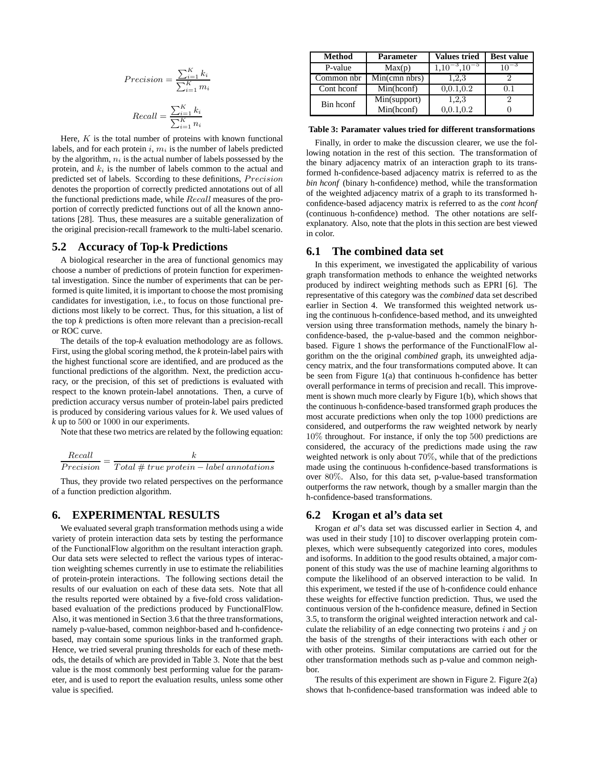$$Precision = \frac{\sum_{i=1}^{K} k_i}{\sum_{i=1}^{K} m_i}$$

$$Recall = \frac{\sum_{i=1}^{K} k_i}{\sum_{i=1}^{K} n_i}$$

Here, $K$ is the total number of proteins with known functional labels, and for each protein $i$, $m_i$ is the number of labels predicted by the algorithm, $n_i$ is the actual number of labels possessed by the protein, and $k_i$ is the number of labels common to the actual and predicted set of labels. Sccording to these definitions, $Precision$ denotes the proportion of correctly predicted annotations out of all the functional predictions made, while $Recall$ measures of the proportion of correctly predicted functions out of all the known annotations [28]. Thus, these measures are a suitable generalization of the original precision-recall framework to the multi-label scenario.

## 5.2 Accuracy of Top-k Predictions

A biological researcher in the area of functional genomics may choose a number of predictions of protein function for experimental investigation. Since the number of experiments that can be performed is quite limited, it is important to choose the most promising candidates for investigation, i.e., to focus on those functional predictions most likely to be correct. Thus, for this situation, a list of the top *k* predictions is often more relevant than a precision-recall or ROC curve.

The details of the top-*k* evaluation methodology are as follows. First, using the global scoring method, the *k* protein-label pairs with the highest functional score are identified, and are produced as the functional predictions of the algorithm. Next, the prediction accuracy, or the precision, of this set of predictions is evaluated with respect to the known protein-label annotations. Then, a curve of prediction accuracy versus number of protein-label pairs predicted is produced by considering various values for *k*. We used values of *k* up to 500 or 1000 in our experiments.

Note that these two metrics are related by the following equation:

$$\frac{Recall}{Precision} = \frac{k}{Total\ \#\ true\ protein - label\ annotations}$$

Thus, they provide two related perspectives on the performance of a function prediction algorithm.

# 6. EXPERIMENTAL RESULTS

We evaluated several graph transformation methods using a wide variety of protein interaction data sets by testing the performance of the FunctionalFlow algorithm on the resultant interaction graph. Our data sets were selected to reflect the various types of interaction weighting schemes currently in use to estimate the reliabilities of protein-protein interactions. The following sections detail the results of our evaluation on each of these data sets. Note that all the results reported were obtained by a five-fold cross validation-based evaluation of the predictions produced by FunctionalFlow. Also, it was mentioned in Section 3.6 that the three transformations, namely p-value-based, common neighbor-based and h-confidence-based, may contain some spurious links in the tranformed graph. Hence, we tried several pruning thresholds for each of these methods, the details of which are provided in Table 3. Note that the best value is the most commonly best performing value for the parameter, and is used to report the evaluation results, unless some other value is specified.

| Method | Parameter | Values tried | Best value |
|---|---|---|---|
| P-value | Max(p) | $1, 10^{-3}, 10^{-5}$ | $10^{-3}$ |
| Common nbr | Min(cmn nbrs) | 1,2,3 | 2 |
| Cont hconf | Min(hconf) | 0,0.1,0.2 | 0.1 |
| Bin hconf | Min(support) | 1,2,3 | 2 |
| | Min(hconf) | 0,0.1,0.2 | 0 |

**Table 3: Paramater values tried for different transformations**

Finally, in order to make the discussion clearer, we use the following notation in the rest of this section. The transformation of the binary adjacency matrix of an interaction graph to its transformed h-confidence-based adjacency matrix is referred to as the *bin hconf* (binary h-confidence) method, while the transformation of the weighted adjacency matrix of a graph to its transformed h-confidence-based adjacency matrix is referred to as the *cont hconf* (continuous h-confidence) method. The other notations are self-explanatory. Also, note that the plots in this section are best viewed in color.

## 6.1 The combined data set

In this experiment, we investigated the applicability of various graph transformation methods to enhance the weighted networks produced by indirect weighting methods such as EPRI [6]. The representative of this category was the *combined* data set described earlier in Section 4. We transformed this weighted network using the continuous h-confidence-based method, and its unweighted version using three transformation methods, namely the binary h-confidence-based, the p-value-based and the common neighbor-based. Figure 1 shows the performance of the FunctionalFlow algorithm on the original *combined* graph, its unweighted adjacency matrix, and the four transformations computed above. It can be seen from Figure 1(a) that continuous h-confidence has better overall performance in terms of precision and recall. This improvement is shown much more clearly by Figure 1(b), which shows that the continuous h-confidence-based transformed graph produces the most accurate predictions when only the top 1000 predictions are considered, and outperforms the raw weighted network by nearly 10% throughout. For instance, if only the top 500 predictions are considered, the accuracy of the predictions made using the raw weighted network is only about 70%, while that of the predictions made using the continuous h-confidence-based transformations is over 80%. Also, for this data set, p-value-based transformation outperforms the raw network, though by a smaller margin than the h-confidence-based transformations.

## 6.2 Krogan et al's data set

Krogan *et al*'s data set was discussed earlier in Section 4, and was used in their study [10] to discover overlapping protein complexes, which were subsequently categorized into cores, modules and isoforms. In addition to the good results obtained, a major component of this study was the use of machine learning algorithms to compute the likelihood of an observed interaction to be valid. In this experiment, we tested if the use of h-confidence could enhance these weights for effective function prediction. Thus, we used the continuous version of the h-confidence measure, defined in Section 3.5, to transform the original weighted interaction network and calculate the reliability of an edge connecting two proteins $i$ and $j$ on the basis of the strengths of their interactions with each other or with other proteins. Similar computations are carried out for the other transformation methods such as p-value and common neighbor.

The results of this experiment are shown in Figure 2. Figure 2(a) shows that h-confidence-based transformation was indeed able to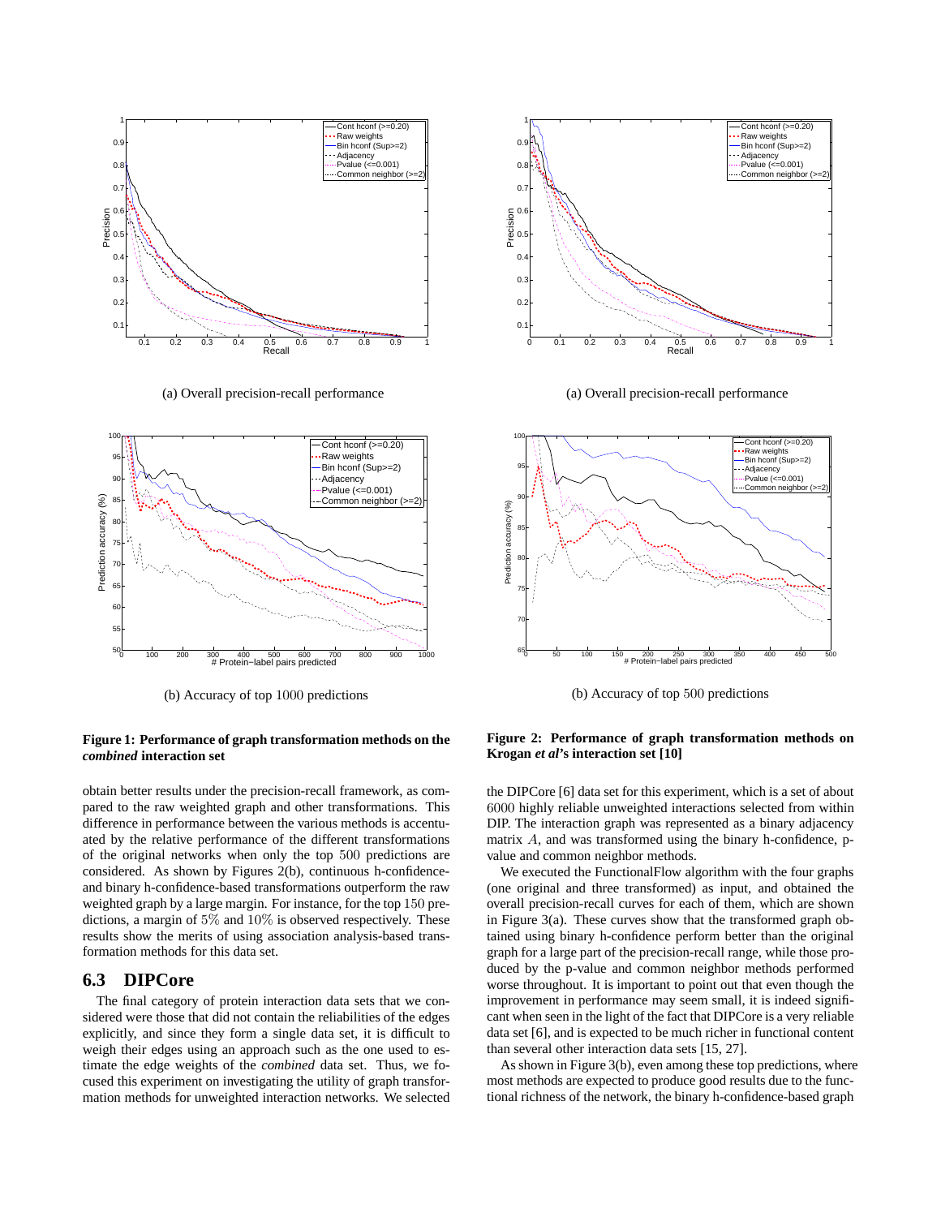(a) Overall precision-recall performance

(b) Accuracy of top 1000 predictions

**Figure 1: Performance of graph transformation methods on the *combined* interaction set**

(a) Overall precision-recall performance

(b) Accuracy of top 500 predictions

**Figure 2: Performance of graph transformation methods on Krogan *et al*'s interaction set [10]**

obtain better results under the precision-recall framework, as compared to the raw weighted graph and other transformations. This difference in performance between the various methods is accentuated by the relative performance of the different transformations of the original networks when only the top 500 predictions are considered. As shown by Figures 2(b), continuous h-confidence- and binary h-confidence-based transformations outperform the raw weighted graph by a large margin. For instance, for the top 150 predictions, a margin of 5% and 10% is observed respectively. These results show the merits of using association analysis-based transformation methods for this data set.

## 6.3 DIPCore

The final category of protein interaction data sets that we considered were those that did not contain the reliabilities of the edges explicitly, and since they form a single data set, it is difficult to weigh their edges using an approach such as the one used to estimate the edge weights of the *combined* data set. Thus, we focused this experiment on investigating the utility of graph transformation methods for unweighted interaction networks. We selected the DIPCore [6] data set for this experiment, which is a set of about 6000 highly reliable unweighted interactions selected from within DIP. The interaction graph was represented as a binary adjacency matrix $A$, and was transformed using the binary h-confidence, p-value and common neighbor methods.

We executed the FunctionalFlow algorithm with the four graphs (one original and three transformed) as input, and obtained the overall precision-recall curves for each of them, which are shown in Figure 3(a). These curves show that the transformed graph obtained using binary h-confidence perform better than the original graph for a large part of the precision-recall range, while those produced by the p-value and common neighbor methods performed worse throughout. It is important to point out that even though the improvement in performance may seem small, it is indeed significant when seen in the light of the fact that DIPCore is a very reliable data set [6], and is expected to be much richer in functional content than several other interaction data sets [15, 27].

As shown in Figure 3(b), even among these top predictions, where most methods are expected to produce good results due to the functional richness of the network, the binary h-confidence-based graph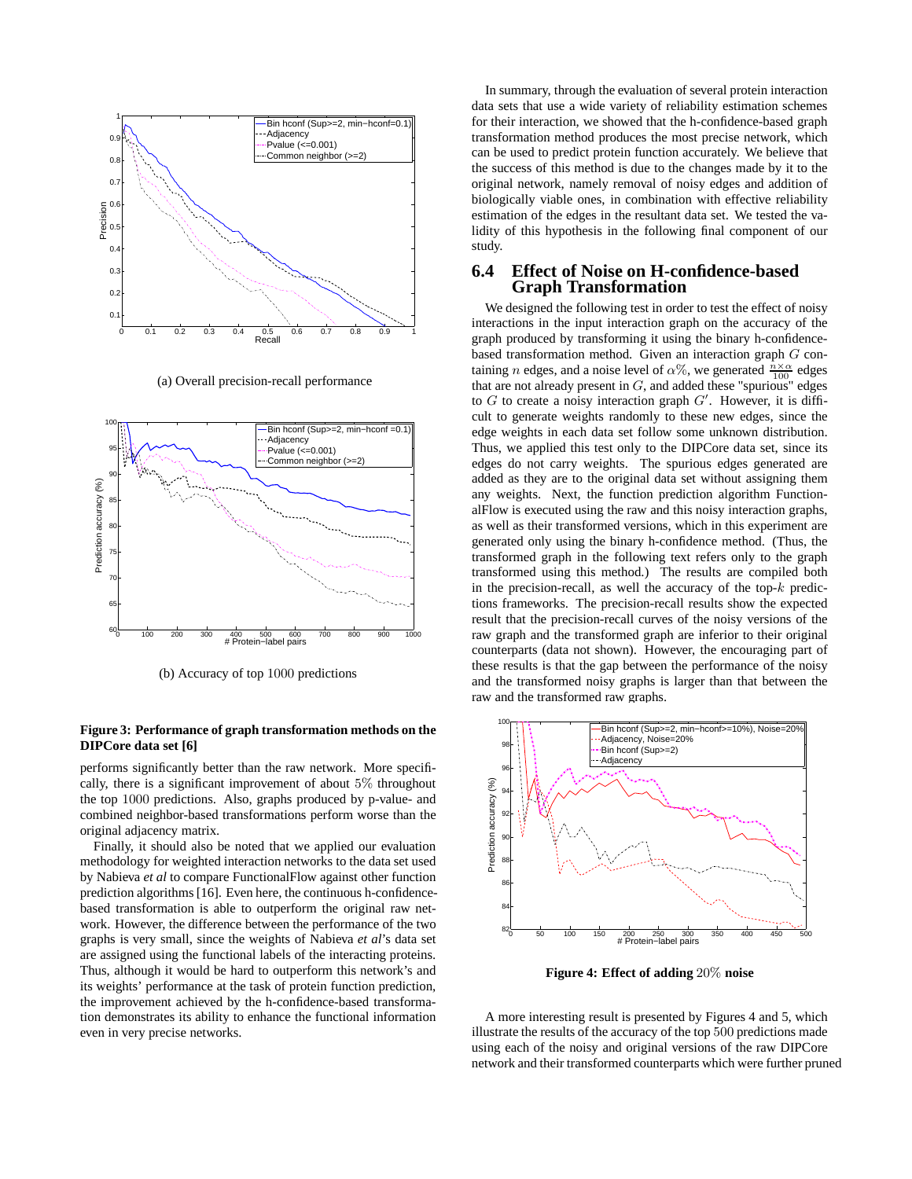(a) Overall precision-recall performance

(b) Accuracy of top 1000 predictions

**Figure 3: Performance of graph transformation methods on the DIPCore data set [6]**

performs significantly better than the raw network. More specifically, there is a significant improvement of about 5% throughout the top 1000 predictions. Also, graphs produced by p-value- and combined neighbor-based transformations perform worse than the original adjacency matrix.

Finally, it should also be noted that we applied our evaluation methodology for weighted interaction networks to the data set used by Nabieva *et al* to compare FunctionalFlow against other function prediction algorithms [16]. Even here, the continuous h-confidence-based transformation is able to outperform the original raw network. However, the difference between the performance of the two graphs is very small, since the weights of Nabieva *et al*'s data set are assigned using the functional labels of the interacting proteins. Thus, although it would be hard to outperform this network's and its weights' performance at the task of protein function prediction, the improvement achieved by the h-confidence-based transformation demonstrates its ability to enhance the functional information even in very precise networks.

In summary, through the evaluation of several protein interaction data sets that use a wide variety of reliability estimation schemes for their interaction, we showed that the h-confidence-based graph transformation method produces the most precise network, which can be used to predict protein function accurately. We believe that the success of this method is due to the changes made by it to the original network, namely removal of noisy edges and addition of biologically viable ones, in combination with effective reliability estimation of the edges in the resultant data set. We tested the validity of this hypothesis in the following final component of our study.

## 6.4 Effect of Noise on H-confidence-based Graph Transformation

We designed the following test in order to test the effect of noisy interactions in the input interaction graph on the accuracy of the graph produced by transforming it using the binary h-confidence-based transformation method. Given an interaction graph $G$ containing $n$ edges, and a noise level of $\alpha\%$, we generated $\frac{n \times \alpha}{100}$ edges that are not already present in $G$, and added these "spurious" edges to $G$ to create a noisy interaction graph $G'$. However, it is difficult to generate weights randomly to these new edges, since the edge weights in each data set follow some unknown distribution. Thus, we applied this test only to the DIPCore data set, since its edges do not carry weights. The spurious edges generated are added as they are to the original data set without assigning them any weights. Next, the function prediction algorithm FunctionalFlow is executed using the raw and this noisy interaction graphs, as well as their transformed versions, which in this experiment are generated only using the binary h-confidence method. (Thus, the transformed graph in the following text refers only to the graph transformed using this method.) The results are compiled both in the precision-recall, as well as the accuracy of the top-$k$ predictions frameworks. The precision-recall results show the expected result that the precision-recall curves of the noisy versions of the raw graph and the transformed graph are inferior to their original counterparts (data not shown). However, the encouraging part of these results is that the gap between the performance of the noisy and the transformed noisy graphs is larger than that between the raw and the transformed raw graphs.

**Figure 4: Effect of adding 20% noise**

A more interesting result is presented by Figures 4 and 5, which illustrate the results of the accuracy of the top 500 predictions made using each of the noisy and original versions of the raw DIPCore network and their transformed counterparts which were further pruned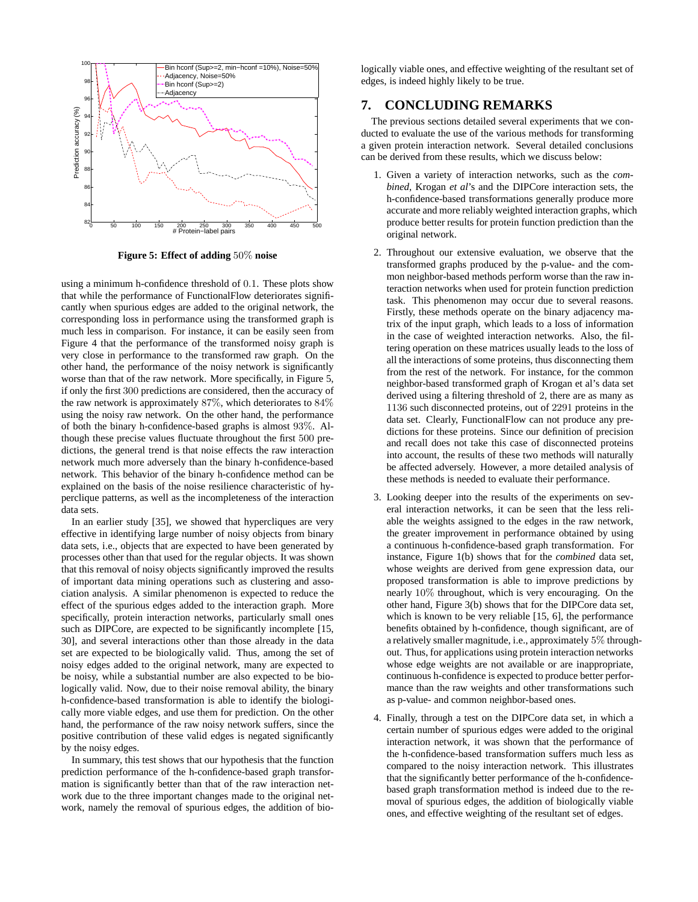Figure 5: Effect of adding 50% noise

using a minimum h-confidence threshold of 0.1. These plots show that while the performance of FunctionalFlow deteriorates significantly when spurious edges are added to the original network, the corresponding loss in performance using the transformed graph is much less in comparison. For instance, it can be easily seen from Figure 4 that the performance of the transformed noisy graph is very close in performance to the transformed raw graph. On the other hand, the performance of the noisy network is significantly worse than that of the raw network. More specifically, in Figure 5, if only the first 300 predictions are considered, then the accuracy of the raw network is approximately 87%, which deteriorates to 84% using the noisy raw network. On the other hand, the performance of both the binary h-confidence-based graphs is almost 93%. Although these precise values fluctuate throughout the first 500 predictions, the general trend is that noise effects the raw interaction network much more adversely than the binary h-confidence-based network. This behavior of the binary h-confidence method can be explained on the basis of the noise resilience characteristic of hyperclique patterns, as well as the incompleteness of the interaction data sets.

In an earlier study [35], we showed that hypercliques are very effective in identifying large number of noisy objects from binary data sets, i.e., objects that are expected to have been generated by processes other than that used for the regular objects. It was shown that this removal of noisy objects significantly improved the results of important data mining operations such as clustering and association analysis. A similar phenomenon is expected to reduce the effect of the spurious edges added to the interaction graph. More specifically, protein interaction networks, particularly small ones such as DIPCore, are expected to be significantly incomplete [15, 30], and several interactions other than those already in the data set are expected to be biologically valid. Thus, among the set of noisy edges added to the original network, many are expected to be noisy, while a substantial number are also expected to be biologically valid. Now, due to their noise removal ability, the binary h-confidence-based transformation is able to identify the biologically more viable edges, and use them for prediction. On the other hand, the performance of the raw noisy network suffers, since the positive contribution of these valid edges is negated significantly by the noisy edges.

In summary, this test shows that our hypothesis that the function prediction performance of the h-confidence-based graph transformation is significantly better than that of the raw interaction network due to the three important changes made to the original network, namely the removal of spurious edges, the addition of biologically viable ones, and effective weighting of the resultant set of edges, is indeed highly likely to be true.

## 7. CONCLUDING REMARKS

The previous sections detailed several experiments that we conducted to evaluate the use of the various methods for transforming a given protein interaction network. Several detailed conclusions can be derived from these results, which we discuss below:

1. Given a variety of interaction networks, such as the *combined*, Krogan *et al*'s and the DIPCore interaction sets, the h-confidence-based transformations generally produce more accurate and more reliably weighted interaction graphs, which produce better results for protein function prediction than the original network.

2. Throughout our extensive evaluation, we observe that the transformed graphs produced by the p-value- and the common neighbor-based methods perform worse than the raw interaction networks when used for protein function prediction task. This phenomenon may occur due to several reasons. Firstly, these methods operate on the binary adjacency matrix of the input graph, which leads to a loss of information in the case of weighted interaction networks. Also, the filtering operation on these matrices usually leads to the loss of all the interactions of some proteins, thus disconnecting them from the rest of the network. For instance, for the common neighbor-based transformed graph of Krogan et al's data set derived using a filtering threshold of 2, there are as many as 1136 such disconnected proteins, out of 2291 proteins in the data set. Clearly, FunctionalFlow can not produce any predictions for these proteins. Since our definition of precision and recall does not take this case of disconnected proteins into account, the results of these two methods will naturally be affected adversely. However, a more detailed analysis of these methods is needed to evaluate their performance.

3. Looking deeper into the results of the experiments on several interaction networks, it can be seen that the less reliable the weights assigned to the edges in the raw network, the greater improvement in performance obtained by using a continuous h-confidence-based graph transformation. For instance, Figure 1(b) shows that for the *combined* data set, whose weights are derived from gene expression data, our proposed transformation is able to improve predictions by nearly 10% throughout, which is very encouraging. On the other hand, Figure 3(b) shows that for the DIPCore data set, which is known to be very reliable [15, 6], the performance benefits obtained by h-confidence, though significant, are of a relatively smaller magnitude, i.e., approximately 5% throughout. Thus, for applications using protein interaction networks whose edge weights are not available or are inappropriate, continuous h-confidence is expected to produce better performance than the raw weights and other transformations such as p-value- and common neighbor-based ones.

4. Finally, through a test on the DIPCore data set, in which a certain number of spurious edges were added to the original interaction network, it was shown that the performance of the h-confidence-based transformation suffers much less as compared to the noisy interaction network. This illustrates that the significantly better performance of the h-confidence-based graph transformation method is indeed due to the removal of spurious edges, the addition of biologically viable ones, and effective weighting of the resultant set of edges.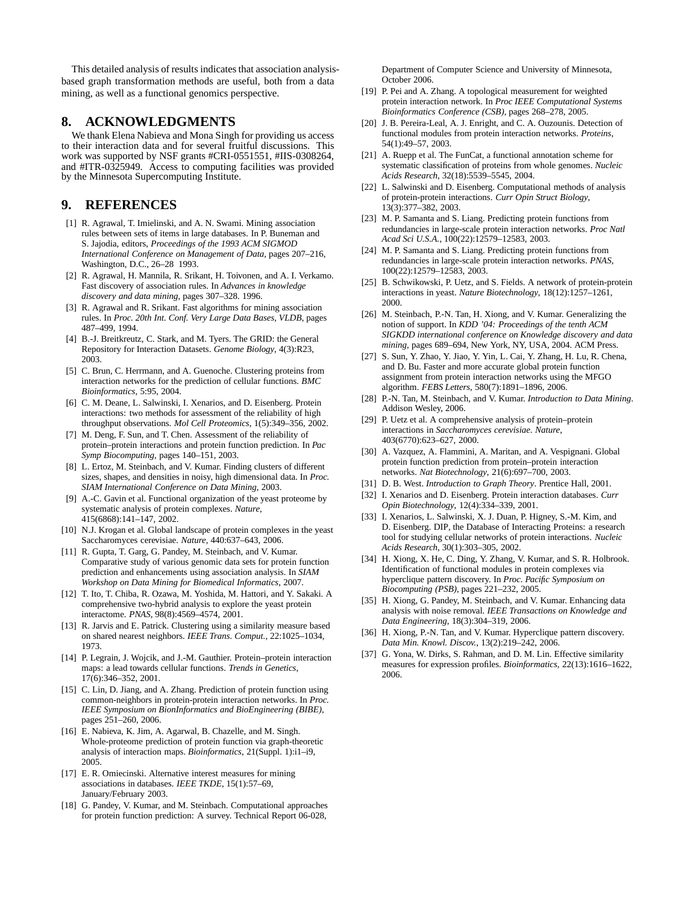This detailed analysis of results indicates that association analysis-based graph transformation methods are useful, both from a data mining, as well as a functional genomics perspective.

## 8. ACKNOWLEDGMENTS

We thank Elena Nabieva and Mona Singh for providing us access to their interaction data and for several fruitful discussions. This work was supported by NSF grants #CRI-0551551, #IIS-0308264, and #ITR-0325949. Access to computing facilities was provided by the Minnesota Supercomputing Institute.

## 9. REFERENCES

[1] R. Agrawal, T. Imielinski, and A. N. Swami. Mining association rules between sets of items in large databases. In P. Buneman and S. Jajodia, editors, *Proceedings of the 1993 ACM SIGMOD International Conference on Management of Data*, pages 207–216, Washington, D.C., 26–28 1993.

[2] R. Agrawal, H. Mannila, R. Srikant, H. Toivonen, and A. I. Verkamo. Fast discovery of association rules. In *Advances in knowledge discovery and data mining*, pages 307–328. 1996.

[3] R. Agrawal and R. Srikant. Fast algorithms for mining association rules. In *Proc. 20th Int. Conf. Very Large Data Bases, VLDB*, pages 487–499, 1994.

[4] B.-J. Breitkreutz, C. Stark, and M. Tyers. The GRID: the General Repository for Interaction Datasets. *Genome Biology*, 4(3):R23, 2003.

[5] C. Brun, C. Herrmann, and A. Guenoche. Clustering proteins from interaction networks for the prediction of cellular functions. *BMC Bioinformatics*, 5:95, 2004.

[6] C. M. Deane, L. Salwinski, I. Xenarios, and D. Eisenberg. Protein interactions: two methods for assessment of the reliability of high throughput observations. *Mol Cell Proteomics*, 1(5):349–356, 2002.

[7] M. Deng, F. Sun, and T. Chen. Assessment of the reliability of protein–protein interactions and protein function prediction. In *Pac Symp Biocomputing*, pages 140–151, 2003.

[8] L. Ertoz, M. Steinbach, and V. Kumar. Finding clusters of different sizes, shapes, and densities in noisy, high dimensional data. In *Proc. SIAM International Conference on Data Mining*, 2003.

[9] A.-C. Gavin et al. Functional organization of the yeast proteome by systematic analysis of protein complexes. *Nature*, 415(6868):141–147, 2002.

[10] N.J. Krogan et al. Global landscape of protein complexes in the yeast Saccharomyces cerevisiae. *Nature*, 440:637–643, 2006.

[11] R. Gupta, T. Garg, G. Pandey, M. Steinbach, and V. Kumar. Comparative study of various genomic data sets for protein function prediction and enhancements using association analysis. In *SIAM Workshop on Data Mining for Biomedical Informatics*, 2007.

[12] T. Ito, T. Chiba, R. Ozawa, M. Yoshida, M. Hattori, and Y. Sakaki. A comprehensive two-hybrid analysis to explore the yeast protein interactome. *PNAS*, 98(8):4569–4574, 2001.

[13] R. Jarvis and E. Patrick. Clustering using a similarity measure based on shared nearest neighbors. *IEEE Trans. Comput.*, 22:1025–1034, 1973.

[14] P. Legrain, J. Wojcik, and J.-M. Gauthier. Protein–protein interaction maps: a lead towards cellular functions. *Trends in Genetics*, 17(6):346–352, 2001.

[15] C. Lin, D. Jiang, and A. Zhang. Prediction of protein function using common-neighbors in protein-protein interaction networks. In *Proc. IEEE Symposium on BionInformatics and BioEngineering (BIBE)*, pages 251–260, 2006.

[16] E. Nabieva, K. Jim, A. Agarwal, B. Chazelle, and M. Singh. Whole-proteome prediction of protein function via graph-theoretic analysis of interaction maps. *Bioinformatics*, 21(Suppl. 1):i1–i9, 2005.

[17] E. R. Omiecinski. Alternative interest measures for mining associations in databases. *IEEE TKDE*, 15(1):57–69, January/February 2003.

[18] G. Pandey, V. Kumar, and M. Steinbach. Computational approaches for protein function prediction: A survey. Technical Report 06-028, Department of Computer Science and University of Minnesota, October 2006.

[19] P. Pei and A. Zhang. A topological measurement for weighted protein interaction network. In *Proc IEEE Computational Systems Bioinformatics Conference (CSB)*, pages 268–278, 2005.

[20] J. B. Pereira-Leal, A. J. Enright, and C. A. Ouzounis. Detection of functional modules from protein interaction networks. *Proteins*, 54(1):49–57, 2003.

[21] A. Ruepp et al. The FunCat, a functional annotation scheme for systematic classification of proteins from whole genomes. *Nucleic Acids Research*, 32(18):5539–5545, 2004.

[22] L. Salwinski and D. Eisenberg. Computational methods of analysis of protein-protein interactions. *Curr Opin Struct Biology*, 13(3):377–382, 2003.

[23] M. P. Samanta and S. Liang. Predicting protein functions from redundancies in large-scale protein interaction networks. *Proc Natl Acad Sci U.S.A.*, 100(22):12579–12583, 2003.

[24] M. P. Samanta and S. Liang. Predicting protein functions from redundancies in large-scale protein interaction networks. *PNAS*, 100(22):12579–12583, 2003.

[25] B. Schwikowski, P. Uetz, and S. Fields. A network of protein-protein interactions in yeast. *Nature Biotechnology*, 18(12):1257–1261, 2000.

[26] M. Steinbach, P.-N. Tan, H. Xiong, and V. Kumar. Generalizing the notion of support. In *KDD '04: Proceedings of the tenth ACM SIGKDD international conference on Knowledge discovery and data mining*, pages 689–694, New York, NY, USA, 2004. ACM Press.

[27] S. Sun, Y. Zhao, Y. Jiao, Y. Yin, L. Cai, Y. Zhang, H. Lu, R. Chena, and D. Bu. Faster and more accurate global protein function assignment from protein interaction networks using the MFGO algorithm. *FEBS Letters*, 580(7):1891–1896, 2006.

[28] P.-N. Tan, M. Steinbach, and V. Kumar. *Introduction to Data Mining*. Addison Wesley, 2006.

[29] P. Uetz et al. A comprehensive analysis of protein–protein interactions in *Saccharomyces cerevisiae*. *Nature*, 403(6770):623–627, 2000.

[30] A. Vazquez, A. Flammini, A. Maritan, and A. Vespignani. Global protein function prediction from protein–protein interaction networks. *Nat Biotechnology*, 21(6):697–700, 2003.

[31] D. B. West. *Introduction to Graph Theory*. Prentice Hall, 2001.

[32] I. Xenarios and D. Eisenberg. Protein interaction databases. *Curr Opin Biotechnology*, 12(4):334–339, 2001.

[33] I. Xenarios, L. Salwinski, X. J. Duan, P. Higney, S.-M. Kim, and D. Eisenberg. DIP, the Database of Interacting Proteins: a research tool for studying cellular networks of protein interactions. *Nucleic Acids Research*, 30(1):303–305, 2002.

[34] H. Xiong, X. He, C. Ding, Y. Zhang, V. Kumar, and S. R. Holbrook. Identification of functional modules in protein complexes via hyperclique pattern discovery. In *Proc. Pacific Symposium on Biocomputing (PSB)*, pages 221–232, 2005.

[35] H. Xiong, G. Pandey, M. Steinbach, and V. Kumar. Enhancing data analysis with noise removal. *IEEE Transactions on Knowledge and Data Engineering*, 18(3):304–319, 2006.

[36] H. Xiong, P.-N. Tan, and V. Kumar. Hyperclique pattern discovery. *Data Min. Knowl. Discov.*, 13(2):219–242, 2006.

[37] G. Yona, W. Dirks, S. Rahman, and D. M. Lin. Effective similarity measures for expression profiles. *Bioinformatics*, 22(13):1616–1622, 2006.